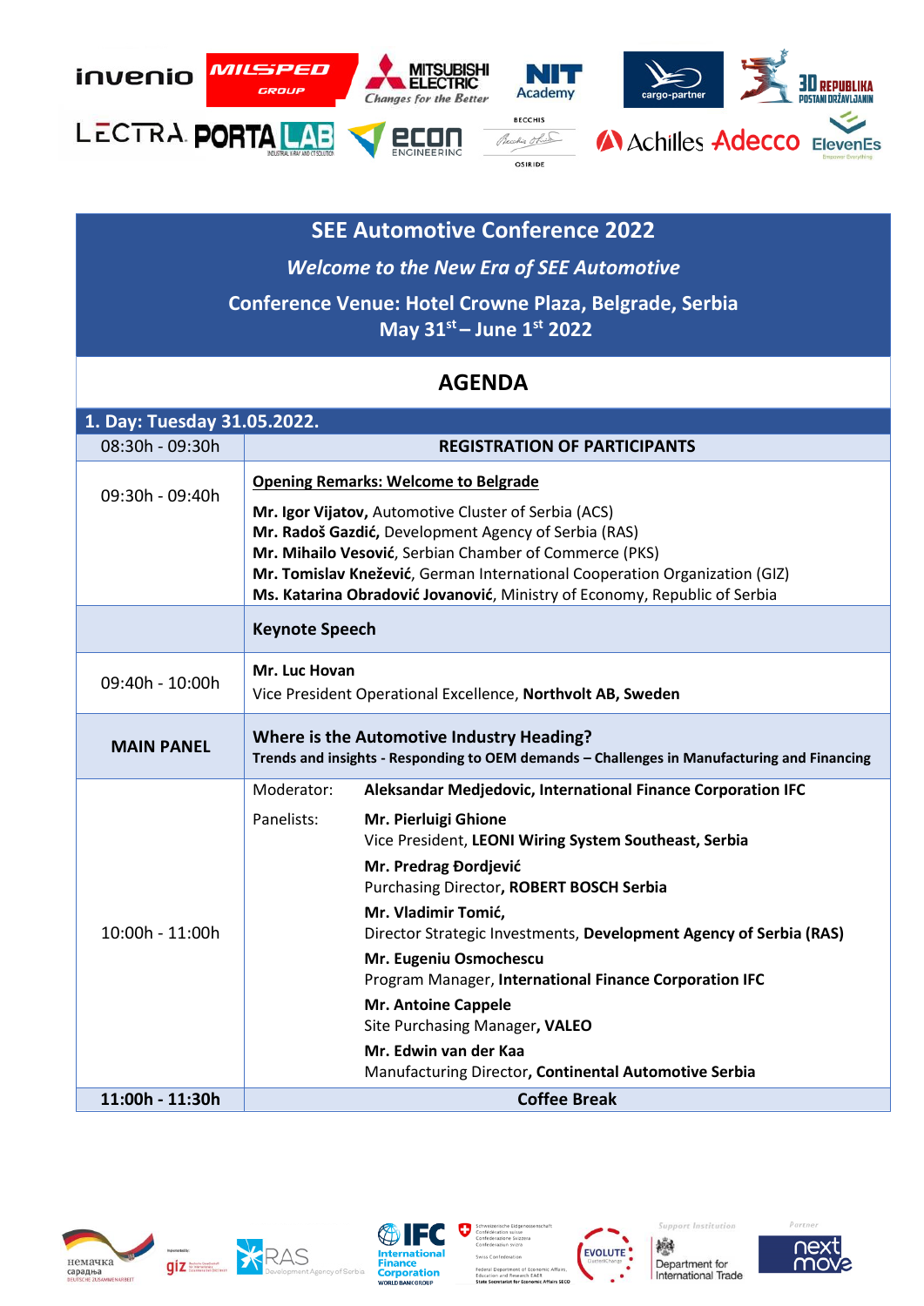# SEE Automotive Conference 2022

*Welcome to the New Era of SEE Automotive*

**Conference Venue: Hotel Crowne Plaza, Belgrade, Serbia**
**May 31st – June 1st 2022**

## AGENDA

| **1. Day: Tuesday 31.05.2022.** | |
|---|---|
| 08:30h - 09:30h | **REGISTRATION OF PARTICIPANTS** |
| 09:30h - 09:40h | **Opening Remarks: Welcome to Belgrade**<br><br>**Mr. Igor Vijatov,** Automotive Cluster of Serbia (ACS)<br>**Mr. Radoš Gazdić,** Development Agency of Serbia (RAS)<br>**Mr. Mihailo Vesović**, Serbian Chamber of Commerce (PKS)<br>**Mr. Tomislav Knežević**, German International Cooperation Organization (GIZ)<br>**Ms. Katarina Obradović Jovanović**, Ministry of Economy, Republic of Serbia |
| | **Keynote Speech** |
| 09:40h - 10:00h | **Mr. Luc Hovan**<br>Vice President Operational Excellence, **Northvolt AB, Sweden** |
| **MAIN PANEL** | **Where is the Automotive Industry Heading?**<br>**Trends and insights - Responding to OEM demands – Challenges in Manufacturing and Financing** |
| 10:00h - 11:00h | Moderator: **Aleksandar Medjedovic, International Finance Corporation IFC**<br><br>Panelists:<br>**Mr. Pierluigi Ghione**<br>Vice President, **LEONI Wiring System Southeast, Serbia**<br>**Mr. Predrag Đordjević**<br>Purchasing Director**, ROBERT BOSCH Serbia**<br>**Mr. Vladimir Tomić,**<br>Director Strategic Investments, **Development Agency of Serbia (RAS)**<br>**Mr. Eugeniu Osmochescu**<br>Program Manager, **International Finance Corporation IFC**<br>**Mr. Antoine Cappele**<br>Site Purchasing Manager**, VALEO**<br>**Mr. Edwin van der Kaa**<br>Manufacturing Director**, Continental Automotive Serbia** |
| **11:00h - 11:30h** | **Coffee Break** |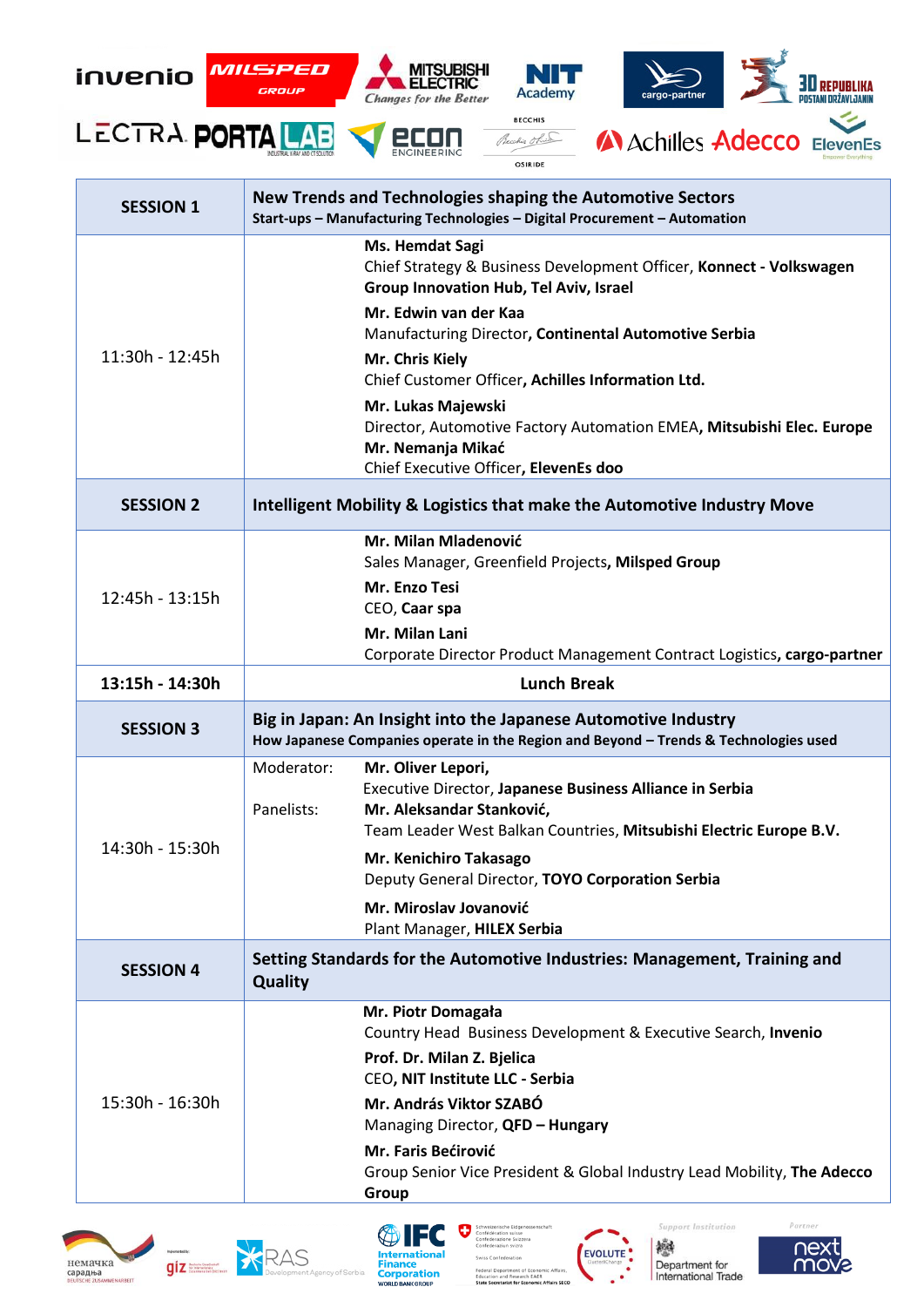| SESSION 1 | **New Trends and Technologies shaping the Automotive Sectors**<br>**Start-ups – Manufacturing Technologies – Digital Procurement – Automation** |
|---|---|
| 11:30h - 12:45h | **Ms. Hemdat Sagi**<br>Chief Strategy & Business Development Officer, **Konnect - Volkswagen Group Innovation Hub, Tel Aviv, Israel**<br>**Mr. Edwin van der Kaa**<br>Manufacturing Director, **Continental Automotive Serbia**<br>**Mr. Chris Kiely**<br>Chief Customer Officer, **Achilles Information Ltd.**<br>**Mr. Lukas Majewski**<br>Director, Automotive Factory Automation EMEA, **Mitsubishi Elec. Europe**<br>**Mr. Nemanja Mikać**<br>Chief Executive Officer, **ElevenEs doo** |
| SESSION 2 | **Intelligent Mobility & Logistics that make the Automotive Industry Move** |
| 12:45h - 13:15h | **Mr. Milan Mladenović**<br>Sales Manager, Greenfield Projects, **Milsped Group**<br>**Mr. Enzo Tesi**<br>CEO, **Caar spa**<br>**Mr. Milan Lani**<br>Corporate Director Product Management Contract Logistics, **cargo-partner** |
| **13:15h - 14:30h** | **Lunch Break** |
| SESSION 3 | **Big in Japan: An Insight into the Japanese Automotive Industry**<br>**How Japanese Companies operate in the Region and Beyond – Trends & Technologies used** |
| 14:30h - 15:30h | Moderator: **Mr. Oliver Lepori,**<br>Executive Director, **Japanese Business Alliance in Serbia**<br>Panelists: **Mr. Aleksandar Stanković,**<br>Team Leader West Balkan Countries, **Mitsubishi Electric Europe B.V.**<br>**Mr. Kenichiro Takasago**<br>Deputy General Director, **TOYO Corporation Serbia**<br>**Mr. Miroslav Jovanović**<br>Plant Manager, **HILEX Serbia** |
| SESSION 4 | **Setting Standards for the Automotive Industries: Management, Training and Quality** |
| 15:30h - 16:30h | **Mr. Piotr Domagała**<br>Country Head Business Development & Executive Search, **Invenio**<br>**Prof. Dr. Milan Z. Bjelica**<br>CEO, **NIT Institute LLC - Serbia**<br>**Mr. András Viktor SZABÓ**<br>Managing Director, **QFD – Hungary**<br>**Mr. Faris Bećirović**<br>Group Senior Vice President & Global Industry Lead Mobility, **The Adecco Group** |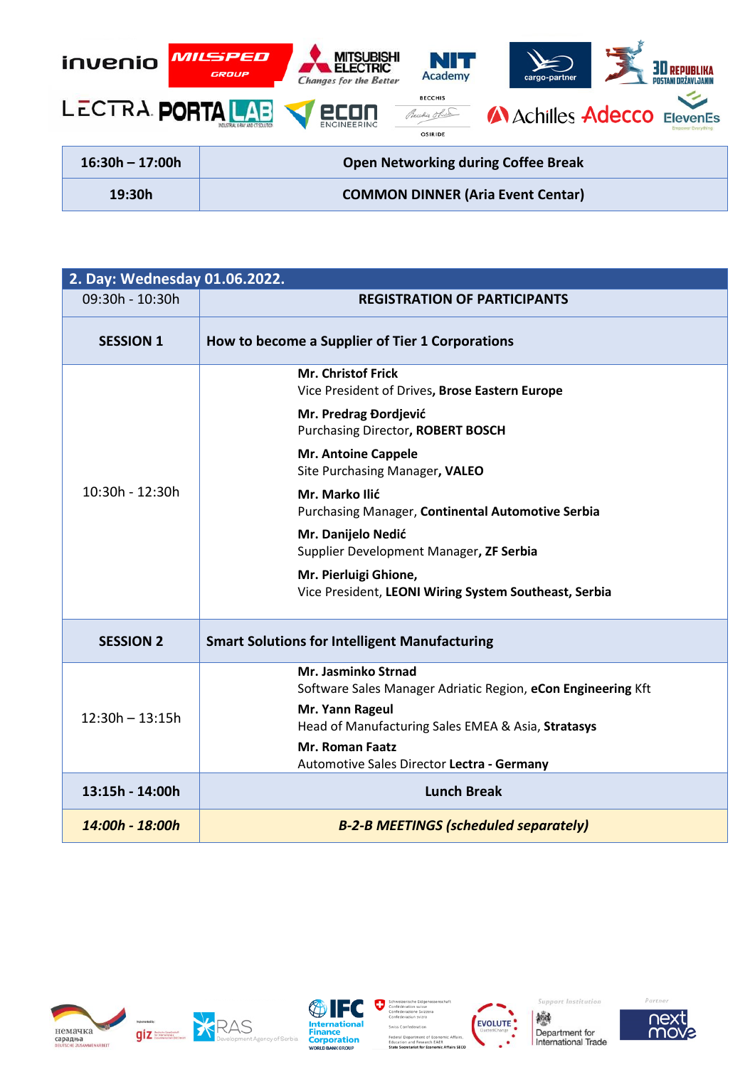| | |
|---|---|
| **16:30h – 17:00h** | **Open Networking during Coffee Break** |
| **19:30h** | **COMMON DINNER (Aria Event Centar)** |

| **2. Day: Wednesday 01.06.2022.** | |
|---|---|
| 09:30h - 10:30h | **REGISTRATION OF PARTICIPANTS** |
| **SESSION 1** | **How to become a Supplier of Tier 1 Corporations** |
| 10:30h - 12:30h | **Mr. Christof Frick**<br>Vice President of Drives**, Brose Eastern Europe**<br>**Mr. Predrag Đordjević**<br>Purchasing Director**, ROBERT BOSCH**<br>**Mr. Antoine Cappele**<br>Site Purchasing Manager**, VALEO**<br>**Mr. Marko Ilić**<br>Purchasing Manager, **Continental Automotive Serbia**<br>**Mr. Danijelo Nedić**<br>Supplier Development Manager**, ZF Serbia**<br>**Mr. Pierluigi Ghione,**<br>Vice President, **LEONI Wiring System Southeast, Serbia** |
| **SESSION 2** | **Smart Solutions for Intelligent Manufacturing** |
| 12:30h – 13:15h | **Mr. Jasminko Strnad**<br>Software Sales Manager Adriatic Region, **eCon Engineering** Kft<br>**Mr. Yann Rageul**<br>Head of Manufacturing Sales EMEA & Asia, **Stratasys**<br>**Mr. Roman Faatz**<br>Automotive Sales Director **Lectra - Germany** |
| **13:15h - 14:00h** | **Lunch Break** |
| ***14:00h - 18:00h*** | ***B-2-B MEETINGS (scheduled separately)*** |